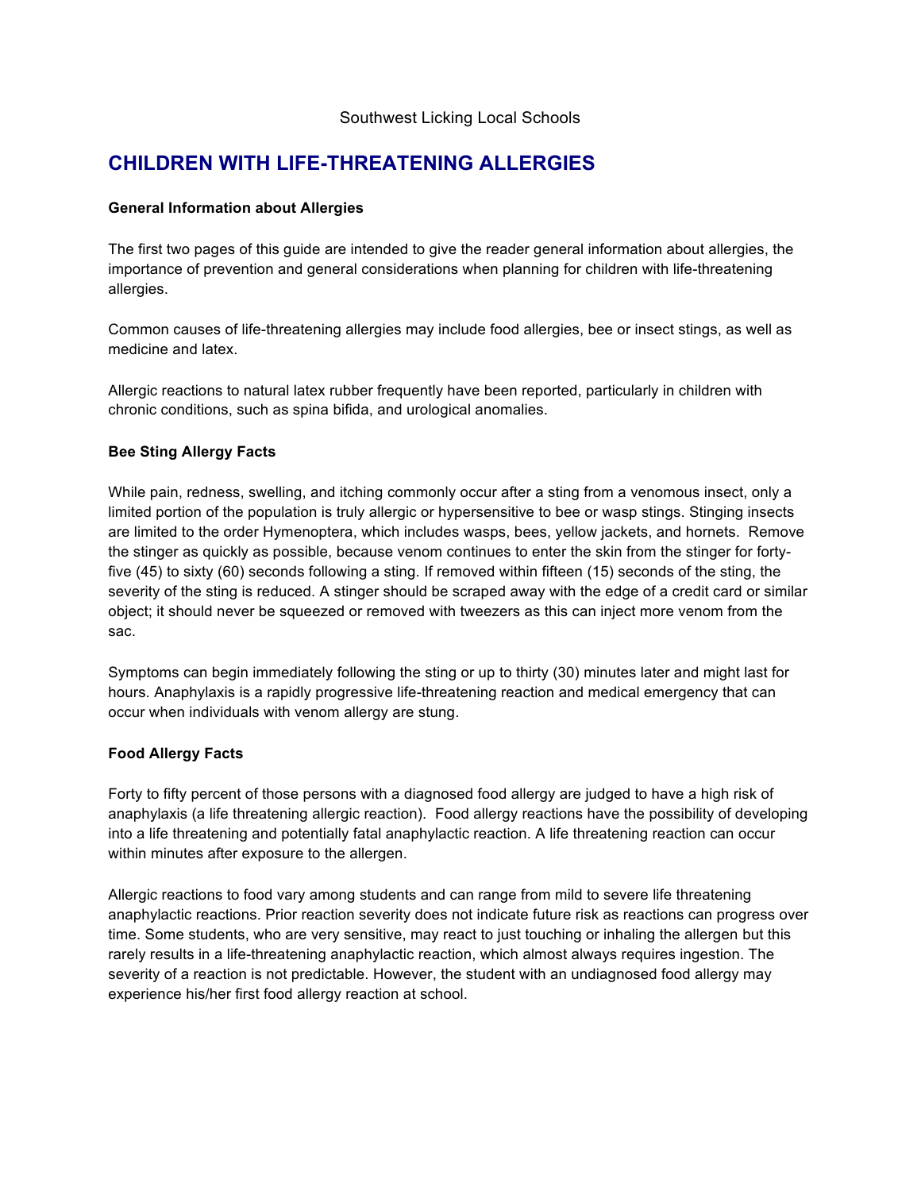Southwest Licking Local Schools

# CHILDREN WITH LIFE-THREATENING ALLERGIES

**General Information about Allergies**

The first two pages of this guide are intended to give the reader general information about allergies, the importance of prevention and general considerations when planning for children with life-threatening allergies.

Common causes of life-threatening allergies may include food allergies, bee or insect stings, as well as medicine and latex.

Allergic reactions to natural latex rubber frequently have been reported, particularly in children with chronic conditions, such as spina bifida, and urological anomalies.

**Bee Sting Allergy Facts**

While pain, redness, swelling, and itching commonly occur after a sting from a venomous insect, only a limited portion of the population is truly allergic or hypersensitive to bee or wasp stings. Stinging insects are limited to the order Hymenoptera, which includes wasps, bees, yellow jackets, and hornets. Remove the stinger as quickly as possible, because venom continues to enter the skin from the stinger for forty-five (45) to sixty (60) seconds following a sting. If removed within fifteen (15) seconds of the sting, the severity of the sting is reduced. A stinger should be scraped away with the edge of a credit card or similar object; it should never be squeezed or removed with tweezers as this can inject more venom from the sac.

Symptoms can begin immediately following the sting or up to thirty (30) minutes later and might last for hours. Anaphylaxis is a rapidly progressive life-threatening reaction and medical emergency that can occur when individuals with venom allergy are stung.

**Food Allergy Facts**

Forty to fifty percent of those persons with a diagnosed food allergy are judged to have a high risk of anaphylaxis (a life threatening allergic reaction). Food allergy reactions have the possibility of developing into a life threatening and potentially fatal anaphylactic reaction. A life threatening reaction can occur within minutes after exposure to the allergen.

Allergic reactions to food vary among students and can range from mild to severe life threatening anaphylactic reactions. Prior reaction severity does not indicate future risk as reactions can progress over time. Some students, who are very sensitive, may react to just touching or inhaling the allergen but this rarely results in a life-threatening anaphylactic reaction, which almost always requires ingestion. The severity of a reaction is not predictable. However, the student with an undiagnosed food allergy may experience his/her first food allergy reaction at school.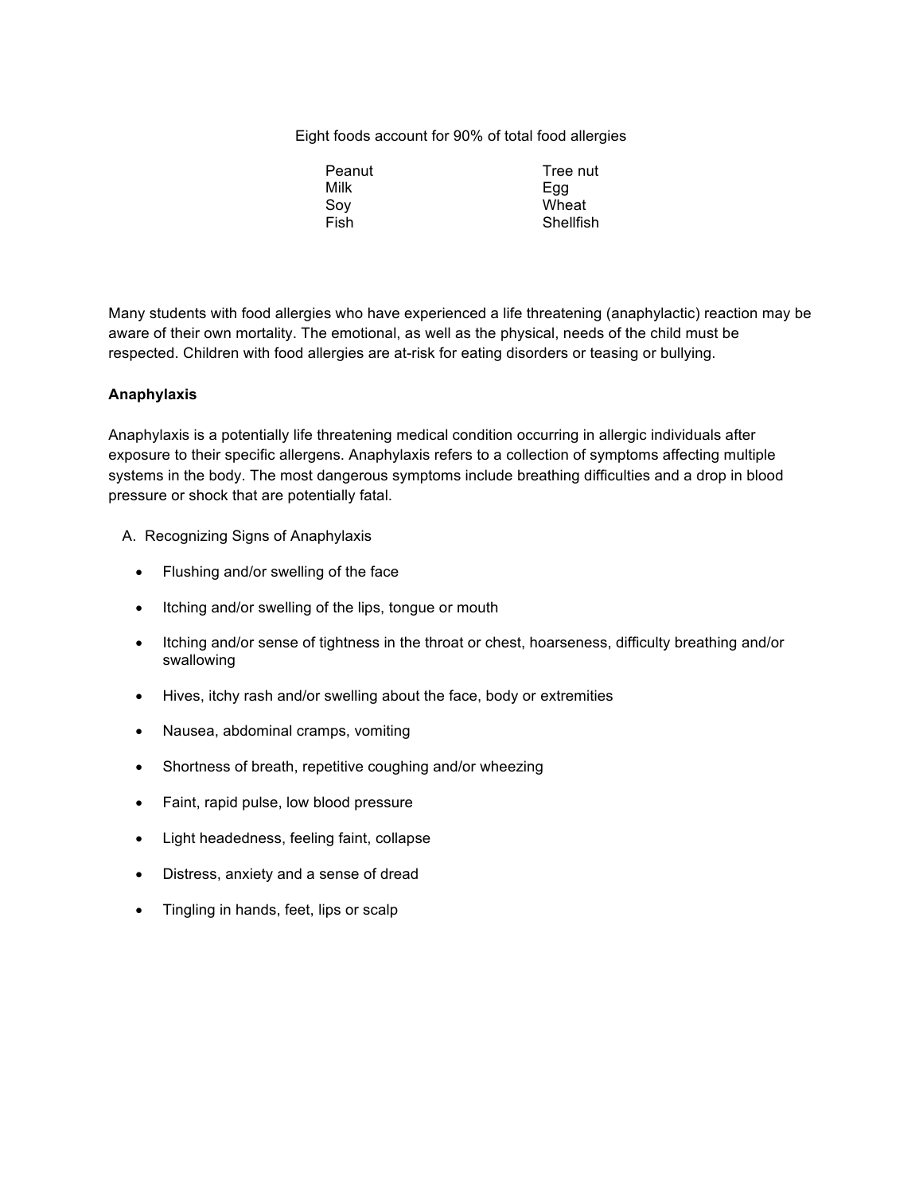Eight foods account for 90% of total food allergies

| | |
|---|---|
| Peanut | Tree nut |
| Milk | Egg |
| Soy | Wheat |
| Fish | Shellfish |

Many students with food allergies who have experienced a life threatening (anaphylactic) reaction may be aware of their own mortality. The emotional, as well as the physical, needs of the child must be respected. Children with food allergies are at-risk for eating disorders or teasing or bullying.

**Anaphylaxis**

Anaphylaxis is a potentially life threatening medical condition occurring in allergic individuals after exposure to their specific allergens. Anaphylaxis refers to a collection of symptoms affecting multiple systems in the body. The most dangerous symptoms include breathing difficulties and a drop in blood pressure or shock that are potentially fatal.

A. Recognizing Signs of Anaphylaxis

- Flushing and/or swelling of the face
- Itching and/or swelling of the lips, tongue or mouth
- Itching and/or sense of tightness in the throat or chest, hoarseness, difficulty breathing and/or swallowing
- Hives, itchy rash and/or swelling about the face, body or extremities
- Nausea, abdominal cramps, vomiting
- Shortness of breath, repetitive coughing and/or wheezing
- Faint, rapid pulse, low blood pressure
- Light headedness, feeling faint, collapse
- Distress, anxiety and a sense of dread
- Tingling in hands, feet, lips or scalp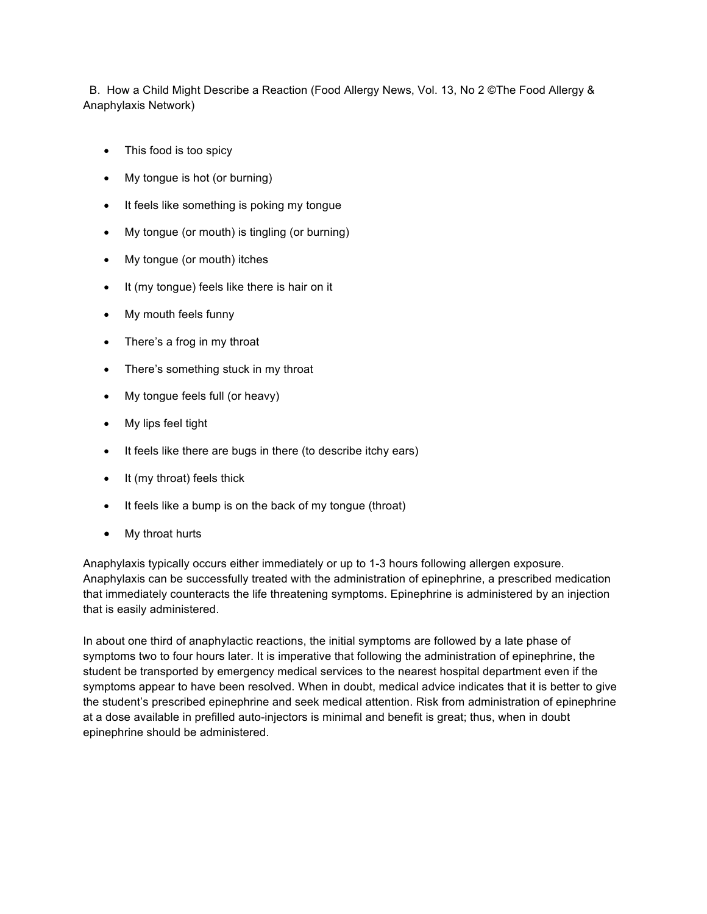B. How a Child Might Describe a Reaction (Food Allergy News, Vol. 13, No 2 ©The Food Allergy & Anaphylaxis Network)

- This food is too spicy
- My tongue is hot (or burning)
- It feels like something is poking my tongue
- My tongue (or mouth) is tingling (or burning)
- My tongue (or mouth) itches
- It (my tongue) feels like there is hair on it
- My mouth feels funny
- There's a frog in my throat
- There's something stuck in my throat
- My tongue feels full (or heavy)
- My lips feel tight
- It feels like there are bugs in there (to describe itchy ears)
- It (my throat) feels thick
- It feels like a bump is on the back of my tongue (throat)
- My throat hurts

Anaphylaxis typically occurs either immediately or up to 1-3 hours following allergen exposure. Anaphylaxis can be successfully treated with the administration of epinephrine, a prescribed medication that immediately counteracts the life threatening symptoms. Epinephrine is administered by an injection that is easily administered.

In about one third of anaphylactic reactions, the initial symptoms are followed by a late phase of symptoms two to four hours later. It is imperative that following the administration of epinephrine, the student be transported by emergency medical services to the nearest hospital department even if the symptoms appear to have been resolved. When in doubt, medical advice indicates that it is better to give the student's prescribed epinephrine and seek medical attention. Risk from administration of epinephrine at a dose available in prefilled auto-injectors is minimal and benefit is great; thus, when in doubt epinephrine should be administered.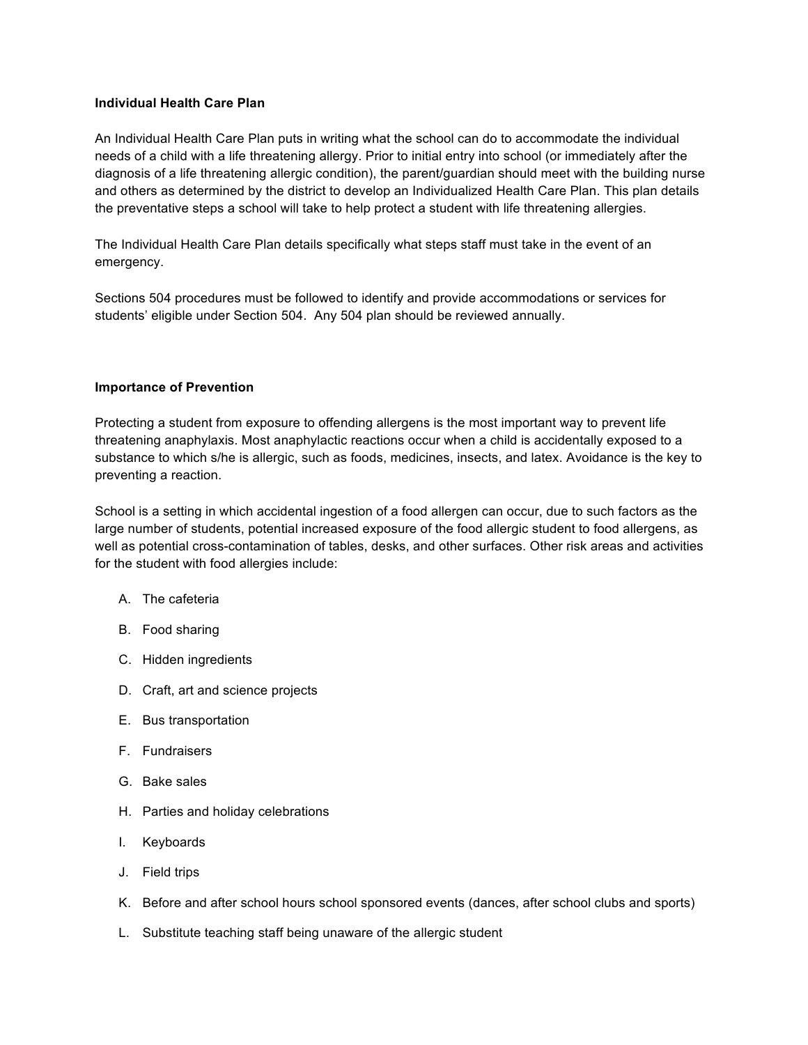**Individual Health Care Plan**

An Individual Health Care Plan puts in writing what the school can do to accommodate the individual needs of a child with a life threatening allergy. Prior to initial entry into school (or immediately after the diagnosis of a life threatening allergic condition), the parent/guardian should meet with the building nurse and others as determined by the district to develop an Individualized Health Care Plan. This plan details the preventative steps a school will take to help protect a student with life threatening allergies.

The Individual Health Care Plan details specifically what steps staff must take in the event of an emergency.

Sections 504 procedures must be followed to identify and provide accommodations or services for students' eligible under Section 504. Any 504 plan should be reviewed annually.

**Importance of Prevention**

Protecting a student from exposure to offending allergens is the most important way to prevent life threatening anaphylaxis. Most anaphylactic reactions occur when a child is accidentally exposed to a substance to which s/he is allergic, such as foods, medicines, insects, and latex. Avoidance is the key to preventing a reaction.

School is a setting in which accidental ingestion of a food allergen can occur, due to such factors as the large number of students, potential increased exposure of the food allergic student to food allergens, as well as potential cross-contamination of tables, desks, and other surfaces. Other risk areas and activities for the student with food allergies include:

A. The cafeteria

B. Food sharing

C. Hidden ingredients

D. Craft, art and science projects

E. Bus transportation

F. Fundraisers

G. Bake sales

H. Parties and holiday celebrations

I. Keyboards

J. Field trips

K. Before and after school hours school sponsored events (dances, after school clubs and sports)

L. Substitute teaching staff being unaware of the allergic student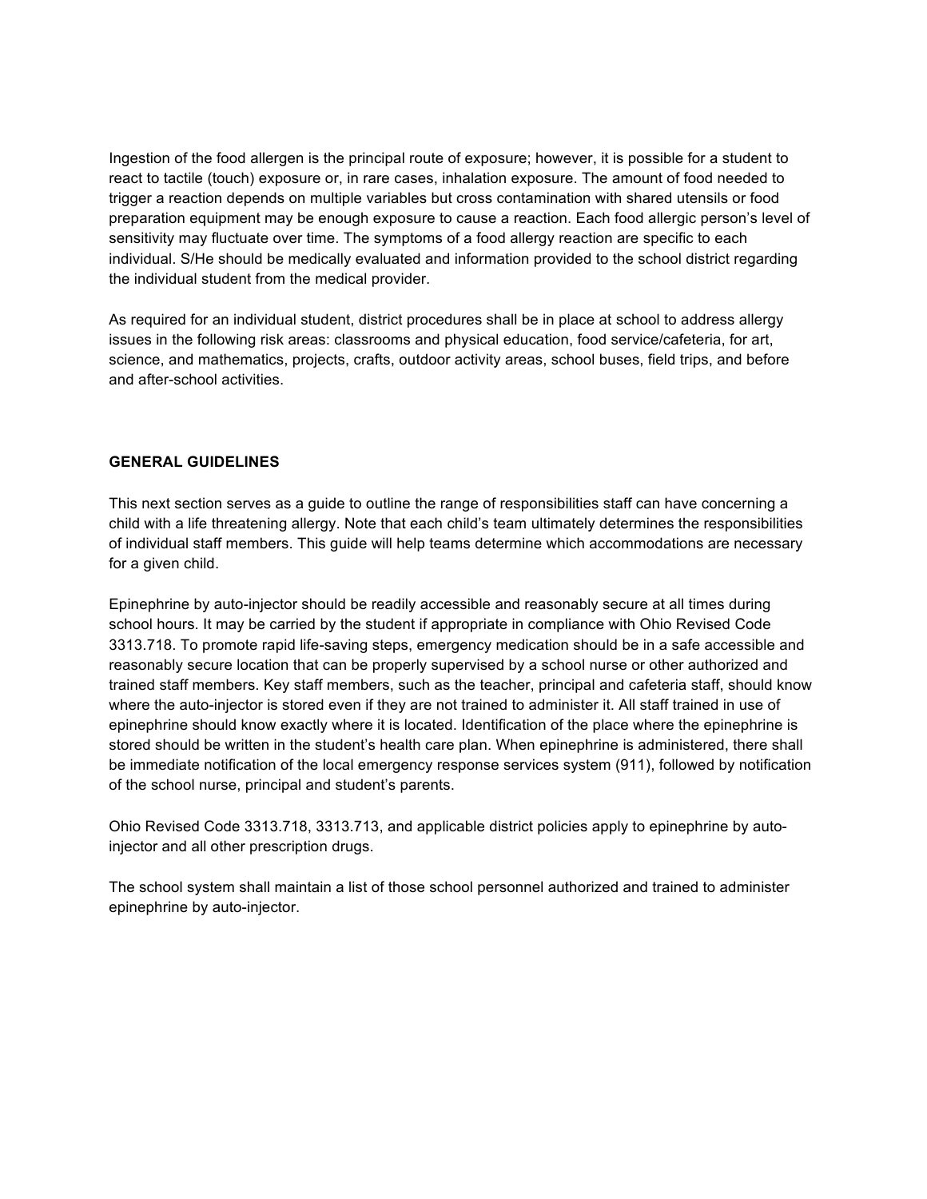Ingestion of the food allergen is the principal route of exposure; however, it is possible for a student to react to tactile (touch) exposure or, in rare cases, inhalation exposure. The amount of food needed to trigger a reaction depends on multiple variables but cross contamination with shared utensils or food preparation equipment may be enough exposure to cause a reaction. Each food allergic person's level of sensitivity may fluctuate over time. The symptoms of a food allergy reaction are specific to each individual. S/He should be medically evaluated and information provided to the school district regarding the individual student from the medical provider.

As required for an individual student, district procedures shall be in place at school to address allergy issues in the following risk areas: classrooms and physical education, food service/cafeteria, for art, science, and mathematics, projects, crafts, outdoor activity areas, school buses, field trips, and before and after-school activities.

**GENERAL GUIDELINES**

This next section serves as a guide to outline the range of responsibilities staff can have concerning a child with a life threatening allergy. Note that each child's team ultimately determines the responsibilities of individual staff members. This guide will help teams determine which accommodations are necessary for a given child.

Epinephrine by auto-injector should be readily accessible and reasonably secure at all times during school hours. It may be carried by the student if appropriate in compliance with Ohio Revised Code 3313.718. To promote rapid life-saving steps, emergency medication should be in a safe accessible and reasonably secure location that can be properly supervised by a school nurse or other authorized and trained staff members. Key staff members, such as the teacher, principal and cafeteria staff, should know where the auto-injector is stored even if they are not trained to administer it. All staff trained in use of epinephrine should know exactly where it is located. Identification of the place where the epinephrine is stored should be written in the student's health care plan. When epinephrine is administered, there shall be immediate notification of the local emergency response services system (911), followed by notification of the school nurse, principal and student's parents.

Ohio Revised Code 3313.718, 3313.713, and applicable district policies apply to epinephrine by auto-injector and all other prescription drugs.

The school system shall maintain a list of those school personnel authorized and trained to administer epinephrine by auto-injector.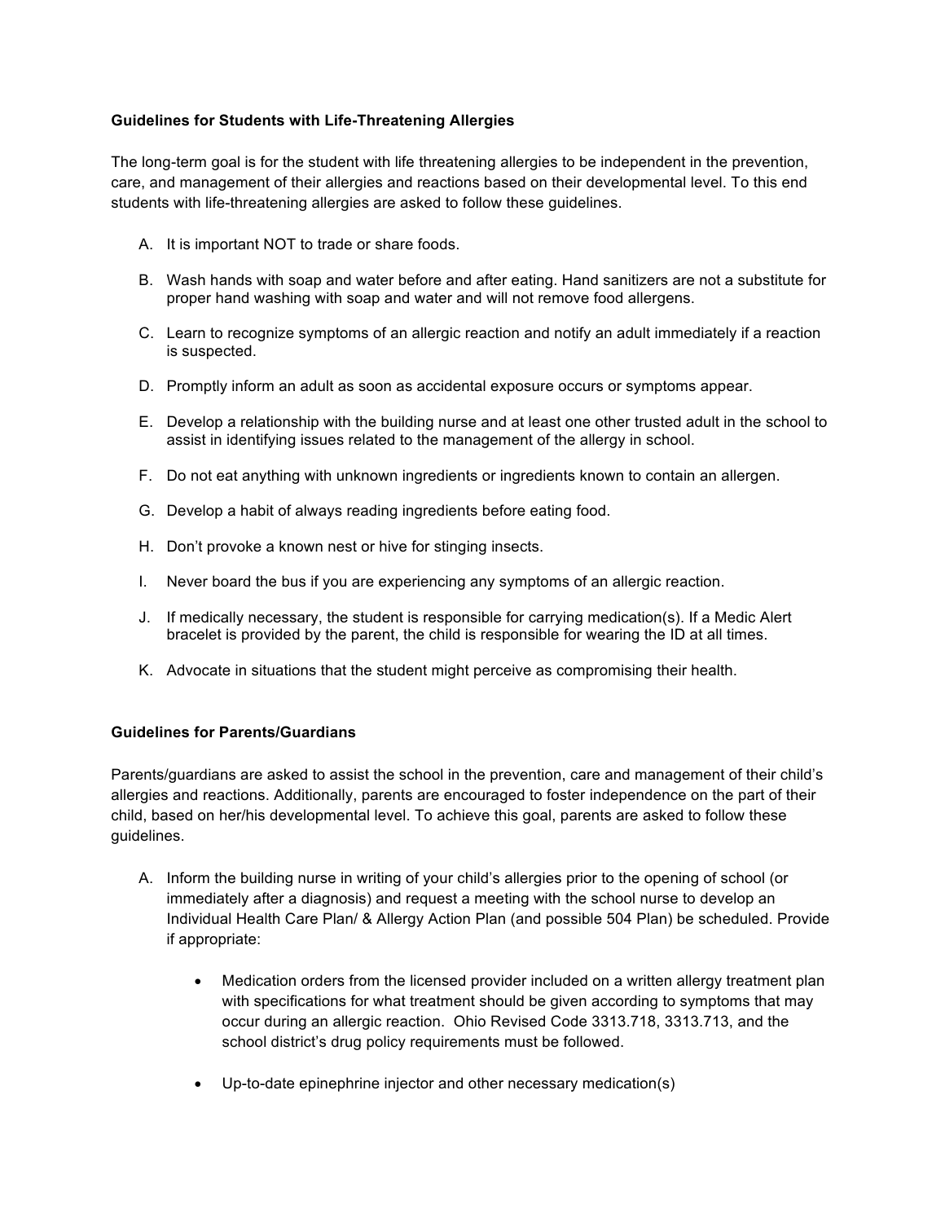**Guidelines for Students with Life-Threatening Allergies**

The long-term goal is for the student with life threatening allergies to be independent in the prevention, care, and management of their allergies and reactions based on their developmental level. To this end students with life-threatening allergies are asked to follow these guidelines.

A. It is important NOT to trade or share foods.

B. Wash hands with soap and water before and after eating. Hand sanitizers are not a substitute for proper hand washing with soap and water and will not remove food allergens.

C. Learn to recognize symptoms of an allergic reaction and notify an adult immediately if a reaction is suspected.

D. Promptly inform an adult as soon as accidental exposure occurs or symptoms appear.

E. Develop a relationship with the building nurse and at least one other trusted adult in the school to assist in identifying issues related to the management of the allergy in school.

F. Do not eat anything with unknown ingredients or ingredients known to contain an allergen.

G. Develop a habit of always reading ingredients before eating food.

H. Don't provoke a known nest or hive for stinging insects.

I. Never board the bus if you are experiencing any symptoms of an allergic reaction.

J. If medically necessary, the student is responsible for carrying medication(s). If a Medic Alert bracelet is provided by the parent, the child is responsible for wearing the ID at all times.

K. Advocate in situations that the student might perceive as compromising their health.

**Guidelines for Parents/Guardians**

Parents/guardians are asked to assist the school in the prevention, care and management of their child's allergies and reactions. Additionally, parents are encouraged to foster independence on the part of their child, based on her/his developmental level. To achieve this goal, parents are asked to follow these guidelines.

A. Inform the building nurse in writing of your child's allergies prior to the opening of school (or immediately after a diagnosis) and request a meeting with the school nurse to develop an Individual Health Care Plan/ & Allergy Action Plan (and possible 504 Plan) be scheduled. Provide if appropriate:

    - Medication orders from the licensed provider included on a written allergy treatment plan with specifications for what treatment should be given according to symptoms that may occur during an allergic reaction. Ohio Revised Code 3313.718, 3313.713, and the school district's drug policy requirements must be followed.

    - Up-to-date epinephrine injector and other necessary medication(s)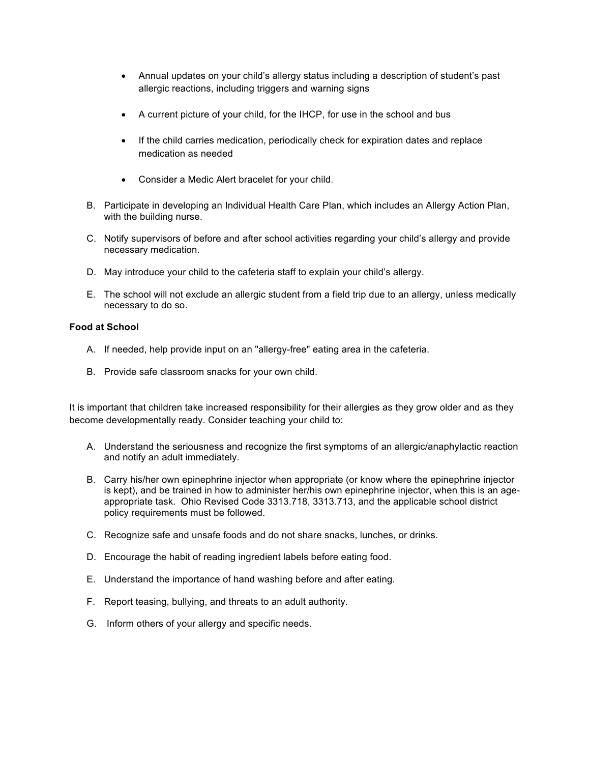- Annual updates on your child's allergy status including a description of student's past allergic reactions, including triggers and warning signs
- A current picture of your child, for the IHCP, for use in the school and bus
- If the child carries medication, periodically check for expiration dates and replace medication as needed
- Consider a Medic Alert bracelet for your child.

B. Participate in developing an Individual Health Care Plan, which includes an Allergy Action Plan, with the building nurse.

C. Notify supervisors of before and after school activities regarding your child's allergy and provide necessary medication.

D. May introduce your child to the cafeteria staff to explain your child's allergy.

E. The school will not exclude an allergic student from a field trip due to an allergy, unless medically necessary to do so.

**Food at School**

A. If needed, help provide input on an "allergy-free" eating area in the cafeteria.

B. Provide safe classroom snacks for your own child.

It is important that children take increased responsibility for their allergies as they grow older and as they become developmentally ready. Consider teaching your child to:

A. Understand the seriousness and recognize the first symptoms of an allergic/anaphylactic reaction and notify an adult immediately.

B. Carry his/her own epinephrine injector when appropriate (or know where the epinephrine injector is kept), and be trained in how to administer her/his own epinephrine injector, when this is an age-appropriate task. Ohio Revised Code 3313.718, 3313.713, and the applicable school district policy requirements must be followed.

C. Recognize safe and unsafe foods and do not share snacks, lunches, or drinks.

D. Encourage the habit of reading ingredient labels before eating food.

E. Understand the importance of hand washing before and after eating.

F. Report teasing, bullying, and threats to an adult authority.

G. Inform others of your allergy and specific needs.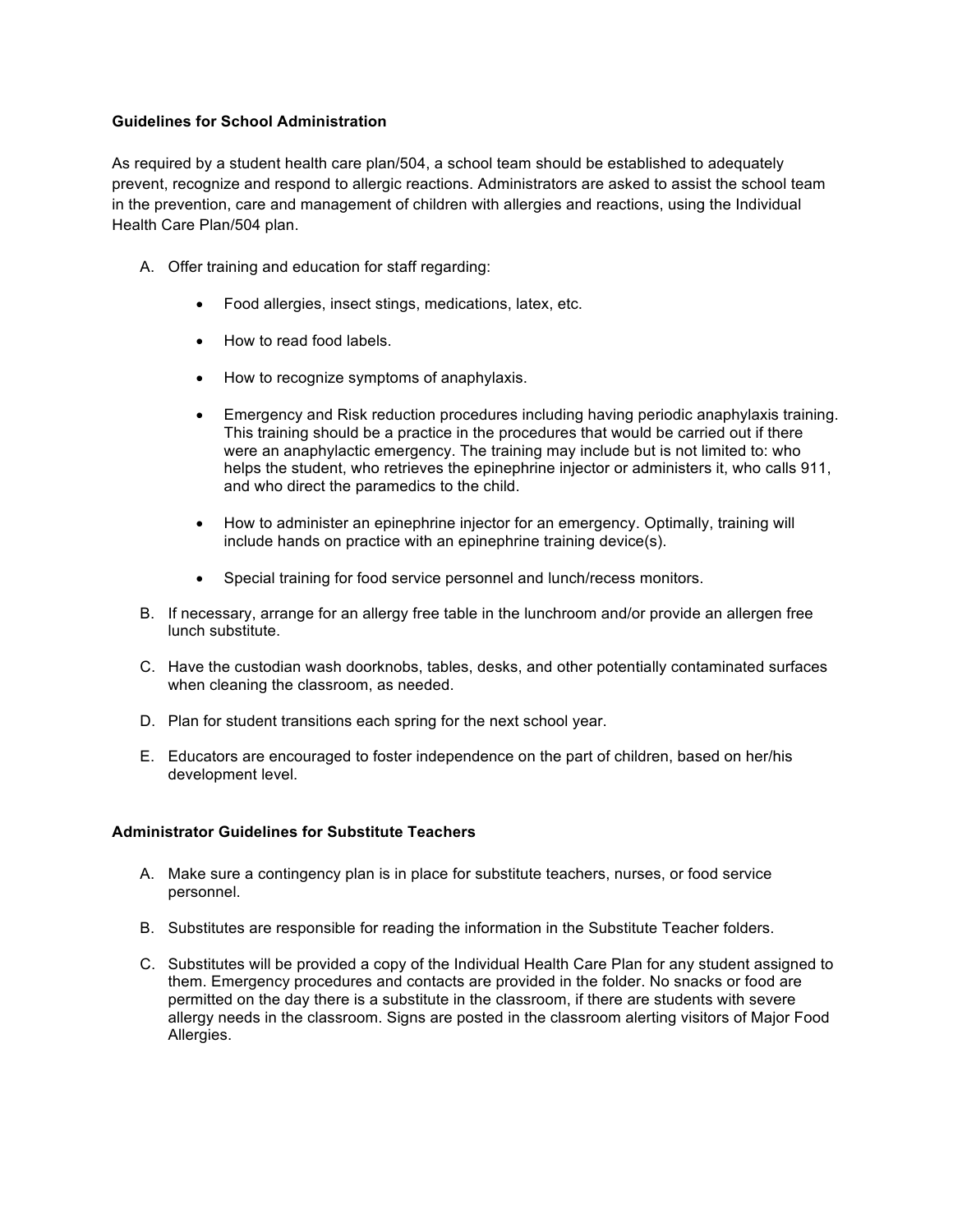**Guidelines for School Administration**

As required by a student health care plan/504, a school team should be established to adequately prevent, recognize and respond to allergic reactions. Administrators are asked to assist the school team in the prevention, care and management of children with allergies and reactions, using the Individual Health Care Plan/504 plan.

A. Offer training and education for staff regarding:

   - Food allergies, insect stings, medications, latex, etc.
   - How to read food labels.
   - How to recognize symptoms of anaphylaxis.
   - Emergency and Risk reduction procedures including having periodic anaphylaxis training. This training should be a practice in the procedures that would be carried out if there were an anaphylactic emergency. The training may include but is not limited to: who helps the student, who retrieves the epinephrine injector or administers it, who calls 911, and who direct the paramedics to the child.
   - How to administer an epinephrine injector for an emergency. Optimally, training will include hands on practice with an epinephrine training device(s).
   - Special training for food service personnel and lunch/recess monitors.

B. If necessary, arrange for an allergy free table in the lunchroom and/or provide an allergen free lunch substitute.

C. Have the custodian wash doorknobs, tables, desks, and other potentially contaminated surfaces when cleaning the classroom, as needed.

D. Plan for student transitions each spring for the next school year.

E. Educators are encouraged to foster independence on the part of children, based on her/his development level.

**Administrator Guidelines for Substitute Teachers**

A. Make sure a contingency plan is in place for substitute teachers, nurses, or food service personnel.

B. Substitutes are responsible for reading the information in the Substitute Teacher folders.

C. Substitutes will be provided a copy of the Individual Health Care Plan for any student assigned to them. Emergency procedures and contacts are provided in the folder. No snacks or food are permitted on the day there is a substitute in the classroom, if there are students with severe allergy needs in the classroom. Signs are posted in the classroom alerting visitors of Major Food Allergies.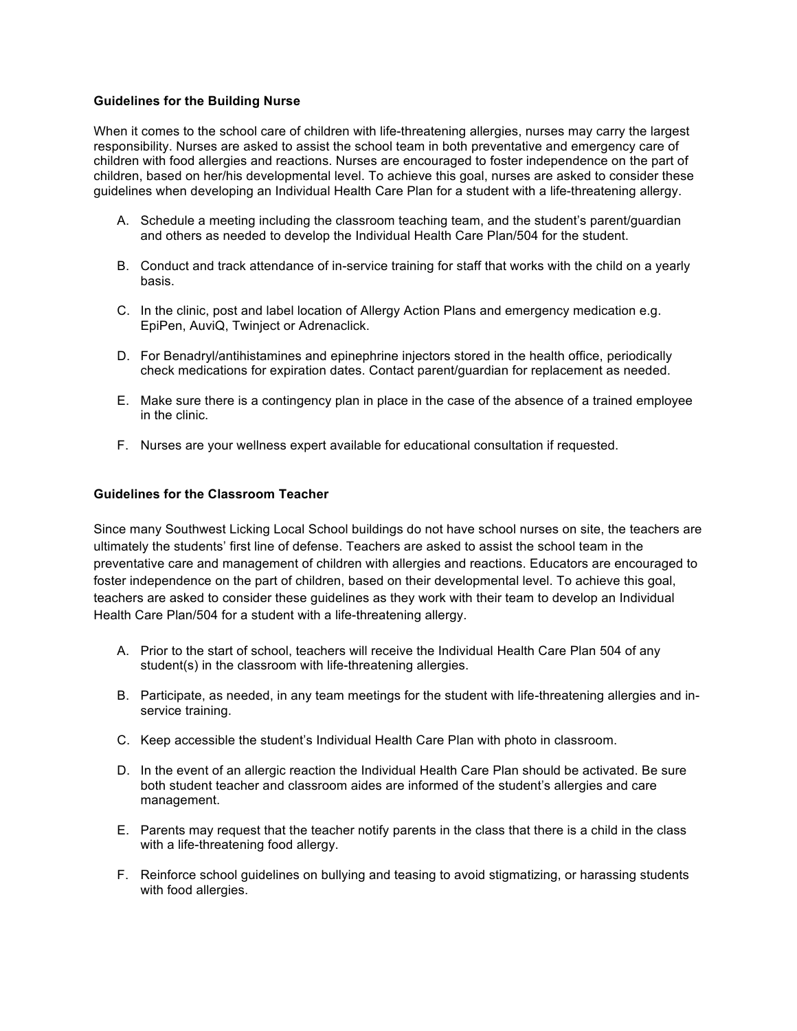**Guidelines for the Building Nurse**

When it comes to the school care of children with life-threatening allergies, nurses may carry the largest responsibility. Nurses are asked to assist the school team in both preventative and emergency care of children with food allergies and reactions. Nurses are encouraged to foster independence on the part of children, based on her/his developmental level. To achieve this goal, nurses are asked to consider these guidelines when developing an Individual Health Care Plan for a student with a life-threatening allergy.

A. Schedule a meeting including the classroom teaching team, and the student's parent/guardian and others as needed to develop the Individual Health Care Plan/504 for the student.

B. Conduct and track attendance of in-service training for staff that works with the child on a yearly basis.

C. In the clinic, post and label location of Allergy Action Plans and emergency medication e.g. EpiPen, AuviQ, Twinject or Adrenaclick.

D. For Benadryl/antihistamines and epinephrine injectors stored in the health office, periodically check medications for expiration dates. Contact parent/guardian for replacement as needed.

E. Make sure there is a contingency plan in place in the case of the absence of a trained employee in the clinic.

F. Nurses are your wellness expert available for educational consultation if requested.

**Guidelines for the Classroom Teacher**

Since many Southwest Licking Local School buildings do not have school nurses on site, the teachers are ultimately the students' first line of defense. Teachers are asked to assist the school team in the preventative care and management of children with allergies and reactions. Educators are encouraged to foster independence on the part of children, based on their developmental level. To achieve this goal, teachers are asked to consider these guidelines as they work with their team to develop an Individual Health Care Plan/504 for a student with a life-threatening allergy.

A. Prior to the start of school, teachers will receive the Individual Health Care Plan 504 of any student(s) in the classroom with life-threatening allergies.

B. Participate, as needed, in any team meetings for the student with life-threatening allergies and in-service training.

C. Keep accessible the student's Individual Health Care Plan with photo in classroom.

D. In the event of an allergic reaction the Individual Health Care Plan should be activated. Be sure both student teacher and classroom aides are informed of the student's allergies and care management.

E. Parents may request that the teacher notify parents in the class that there is a child in the class with a life-threatening food allergy.

F. Reinforce school guidelines on bullying and teasing to avoid stigmatizing, or harassing students with food allergies.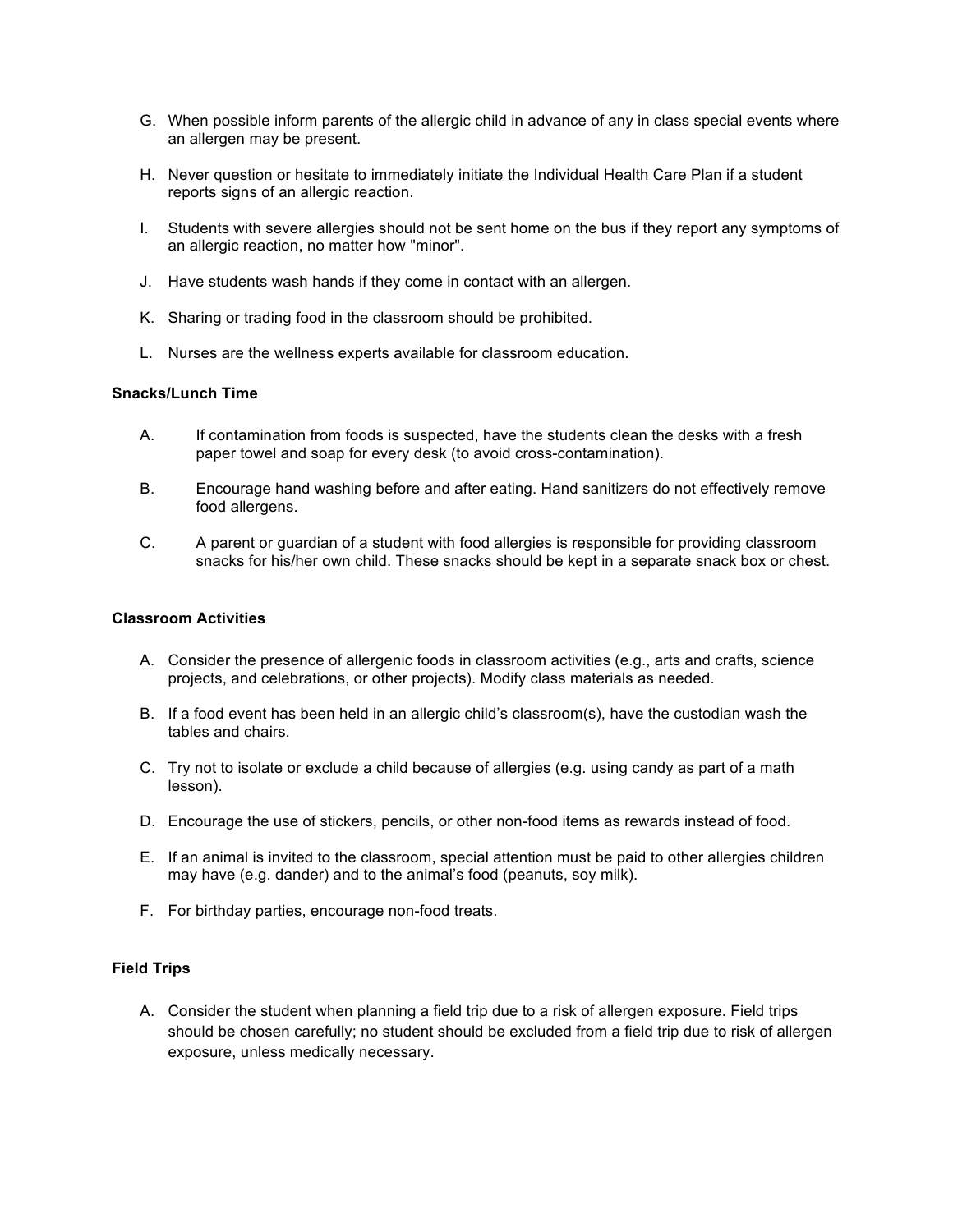G. When possible inform parents of the allergic child in advance of any in class special events where an allergen may be present.

H. Never question or hesitate to immediately initiate the Individual Health Care Plan if a student reports signs of an allergic reaction.

I. Students with severe allergies should not be sent home on the bus if they report any symptoms of an allergic reaction, no matter how "minor".

J. Have students wash hands if they come in contact with an allergen.

K. Sharing or trading food in the classroom should be prohibited.

L. Nurses are the wellness experts available for classroom education.

**Snacks/Lunch Time**

A. If contamination from foods is suspected, have the students clean the desks with a fresh paper towel and soap for every desk (to avoid cross-contamination).

B. Encourage hand washing before and after eating. Hand sanitizers do not effectively remove food allergens.

C. A parent or guardian of a student with food allergies is responsible for providing classroom snacks for his/her own child. These snacks should be kept in a separate snack box or chest.

**Classroom Activities**

A. Consider the presence of allergenic foods in classroom activities (e.g., arts and crafts, science projects, and celebrations, or other projects). Modify class materials as needed.

B. If a food event has been held in an allergic child's classroom(s), have the custodian wash the tables and chairs.

C. Try not to isolate or exclude a child because of allergies (e.g. using candy as part of a math lesson).

D. Encourage the use of stickers, pencils, or other non-food items as rewards instead of food.

E. If an animal is invited to the classroom, special attention must be paid to other allergies children may have (e.g. dander) and to the animal's food (peanuts, soy milk).

F. For birthday parties, encourage non-food treats.

**Field Trips**

A. Consider the student when planning a field trip due to a risk of allergen exposure. Field trips should be chosen carefully; no student should be excluded from a field trip due to risk of allergen exposure, unless medically necessary.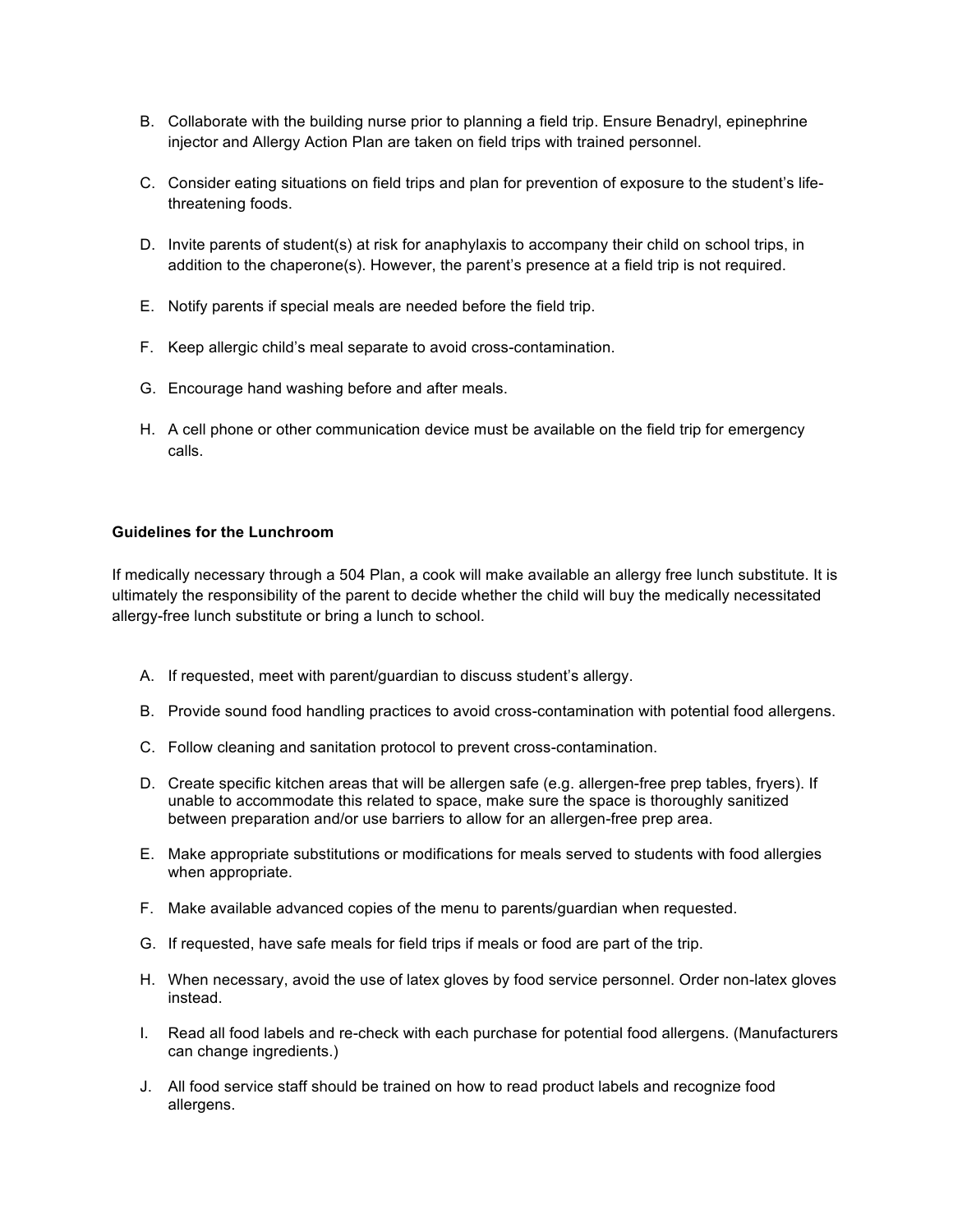B. Collaborate with the building nurse prior to planning a field trip. Ensure Benadryl, epinephrine injector and Allergy Action Plan are taken on field trips with trained personnel.

C. Consider eating situations on field trips and plan for prevention of exposure to the student's life-threatening foods.

D. Invite parents of student(s) at risk for anaphylaxis to accompany their child on school trips, in addition to the chaperone(s). However, the parent's presence at a field trip is not required.

E. Notify parents if special meals are needed before the field trip.

F. Keep allergic child's meal separate to avoid cross-contamination.

G. Encourage hand washing before and after meals.

H. A cell phone or other communication device must be available on the field trip for emergency calls.

**Guidelines for the Lunchroom**

If medically necessary through a 504 Plan, a cook will make available an allergy free lunch substitute. It is ultimately the responsibility of the parent to decide whether the child will buy the medically necessitated allergy-free lunch substitute or bring a lunch to school.

A. If requested, meet with parent/guardian to discuss student's allergy.

B. Provide sound food handling practices to avoid cross-contamination with potential food allergens.

C. Follow cleaning and sanitation protocol to prevent cross-contamination.

D. Create specific kitchen areas that will be allergen safe (e.g. allergen-free prep tables, fryers). If unable to accommodate this related to space, make sure the space is thoroughly sanitized between preparation and/or use barriers to allow for an allergen-free prep area.

E. Make appropriate substitutions or modifications for meals served to students with food allergies when appropriate.

F. Make available advanced copies of the menu to parents/guardian when requested.

G. If requested, have safe meals for field trips if meals or food are part of the trip.

H. When necessary, avoid the use of latex gloves by food service personnel. Order non-latex gloves instead.

I. Read all food labels and re-check with each purchase for potential food allergens. (Manufacturers can change ingredients.)

J. All food service staff should be trained on how to read product labels and recognize food allergens.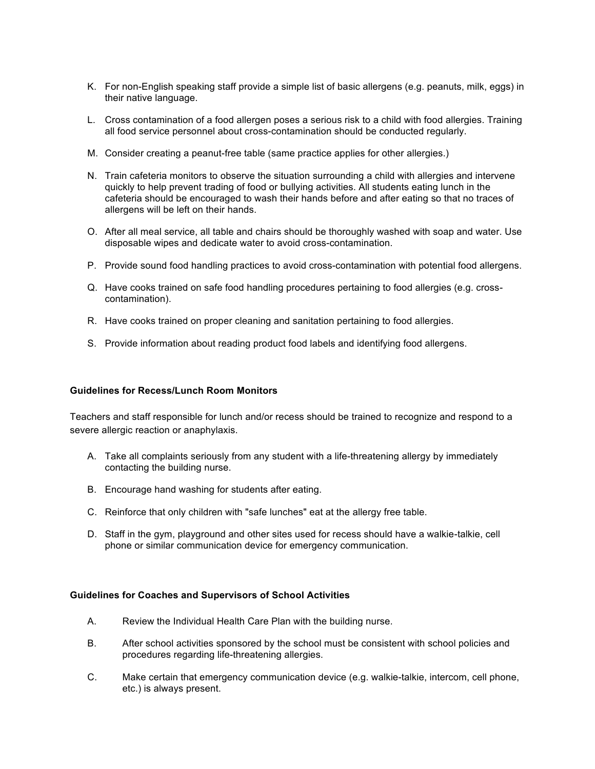K. For non-English speaking staff provide a simple list of basic allergens (e.g. peanuts, milk, eggs) in their native language.

L. Cross contamination of a food allergen poses a serious risk to a child with food allergies. Training all food service personnel about cross-contamination should be conducted regularly.

M. Consider creating a peanut-free table (same practice applies for other allergies.)

N. Train cafeteria monitors to observe the situation surrounding a child with allergies and intervene quickly to help prevent trading of food or bullying activities. All students eating lunch in the cafeteria should be encouraged to wash their hands before and after eating so that no traces of allergens will be left on their hands.

O. After all meal service, all table and chairs should be thoroughly washed with soap and water. Use disposable wipes and dedicate water to avoid cross-contamination.

P. Provide sound food handling practices to avoid cross-contamination with potential food allergens.

Q. Have cooks trained on safe food handling procedures pertaining to food allergies (e.g. cross-contamination).

R. Have cooks trained on proper cleaning and sanitation pertaining to food allergies.

S. Provide information about reading product food labels and identifying food allergens.

**Guidelines for Recess/Lunch Room Monitors**

Teachers and staff responsible for lunch and/or recess should be trained to recognize and respond to a severe allergic reaction or anaphylaxis.

A. Take all complaints seriously from any student with a life-threatening allergy by immediately contacting the building nurse.

B. Encourage hand washing for students after eating.

C. Reinforce that only children with "safe lunches" eat at the allergy free table.

D. Staff in the gym, playground and other sites used for recess should have a walkie-talkie, cell phone or similar communication device for emergency communication.

**Guidelines for Coaches and Supervisors of School Activities**

A. Review the Individual Health Care Plan with the building nurse.

B. After school activities sponsored by the school must be consistent with school policies and procedures regarding life-threatening allergies.

C. Make certain that emergency communication device (e.g. walkie-talkie, intercom, cell phone, etc.) is always present.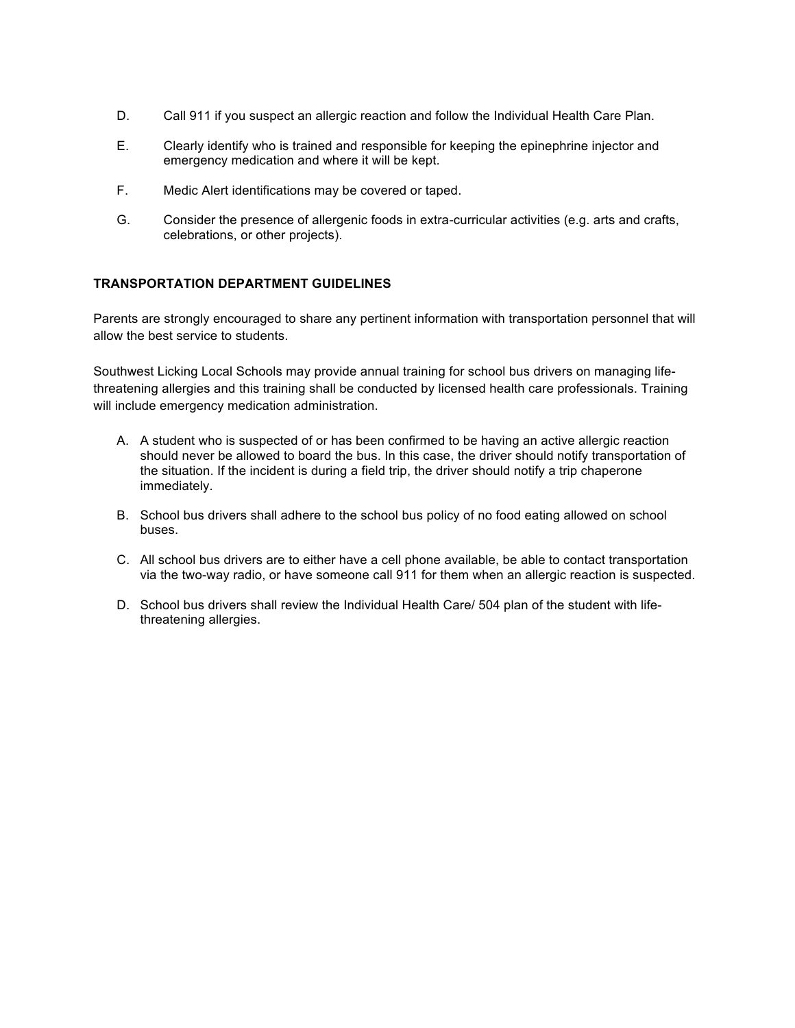D. Call 911 if you suspect an allergic reaction and follow the Individual Health Care Plan.

E. Clearly identify who is trained and responsible for keeping the epinephrine injector and emergency medication and where it will be kept.

F. Medic Alert identifications may be covered or taped.

G. Consider the presence of allergenic foods in extra-curricular activities (e.g. arts and crafts, celebrations, or other projects).

**TRANSPORTATION DEPARTMENT GUIDELINES**

Parents are strongly encouraged to share any pertinent information with transportation personnel that will allow the best service to students.

Southwest Licking Local Schools may provide annual training for school bus drivers on managing life-threatening allergies and this training shall be conducted by licensed health care professionals. Training will include emergency medication administration.

A. A student who is suspected of or has been confirmed to be having an active allergic reaction should never be allowed to board the bus. In this case, the driver should notify transportation of the situation. If the incident is during a field trip, the driver should notify a trip chaperone immediately.

B. School bus drivers shall adhere to the school bus policy of no food eating allowed on school buses.

C. All school bus drivers are to either have a cell phone available, be able to contact transportation via the two-way radio, or have someone call 911 for them when an allergic reaction is suspected.

D. School bus drivers shall review the Individual Health Care/ 504 plan of the student with life-threatening allergies.